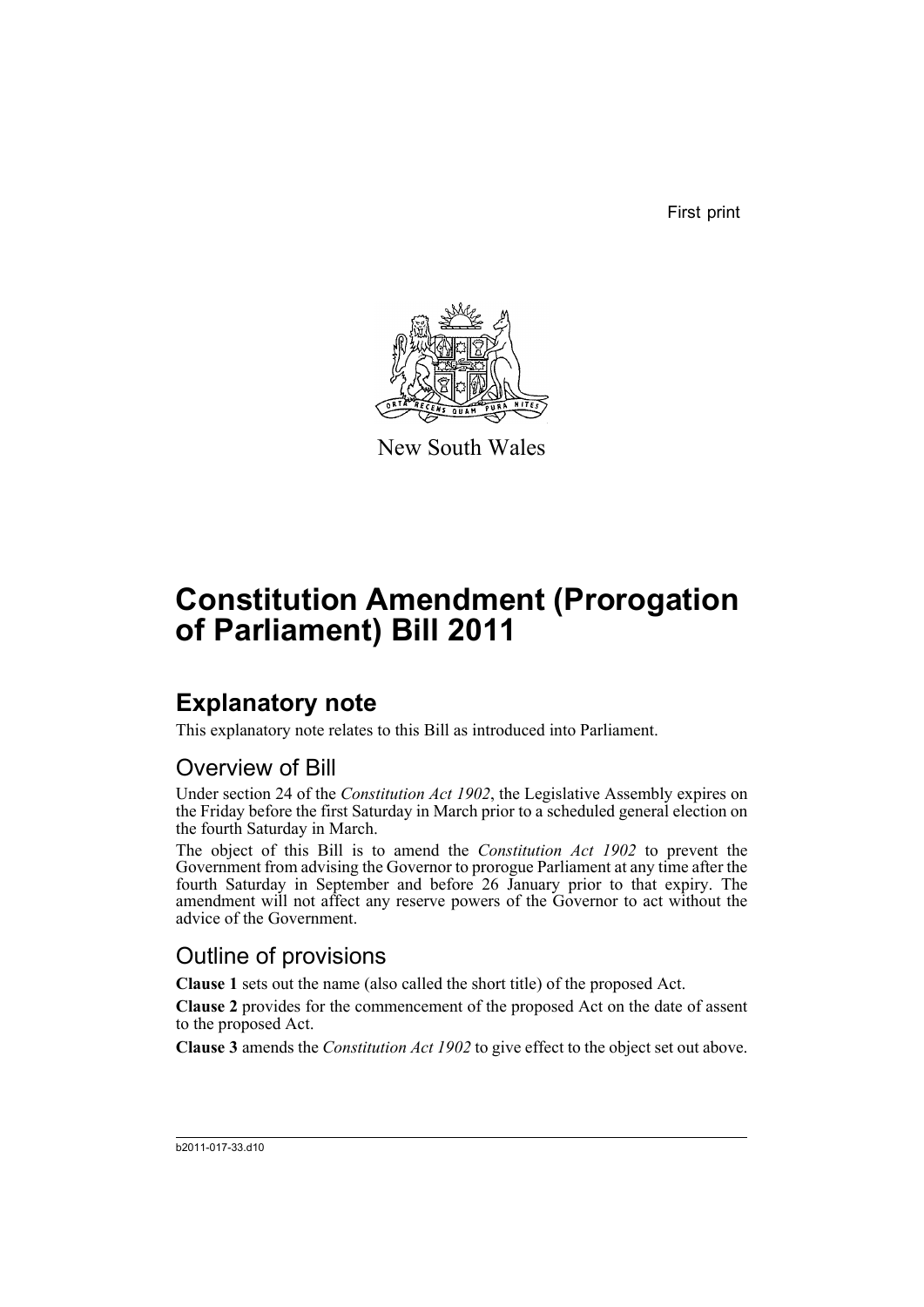First print

New South Wales

# Constitution Amendment (Prorogation of Parliament) Bill 2011

## Explanatory note

This explanatory note relates to this Bill as introduced into Parliament.

### Overview of Bill

Under section 24 of the *Constitution Act 1902*, the Legislative Assembly expires on the Friday before the first Saturday in March prior to a scheduled general election on the fourth Saturday in March.

The object of this Bill is to amend the *Constitution Act 1902* to prevent the Government from advising the Governor to prorogue Parliament at any time after the fourth Saturday in September and before 26 January prior to that expiry. The amendment will not affect any reserve powers of the Governor to act without the advice of the Government.

### Outline of provisions

**Clause 1** sets out the name (also called the short title) of the proposed Act.

**Clause 2** provides for the commencement of the proposed Act on the date of assent to the proposed Act.

**Clause 3** amends the *Constitution Act 1902* to give effect to the object set out above.

b2011-017-33.d10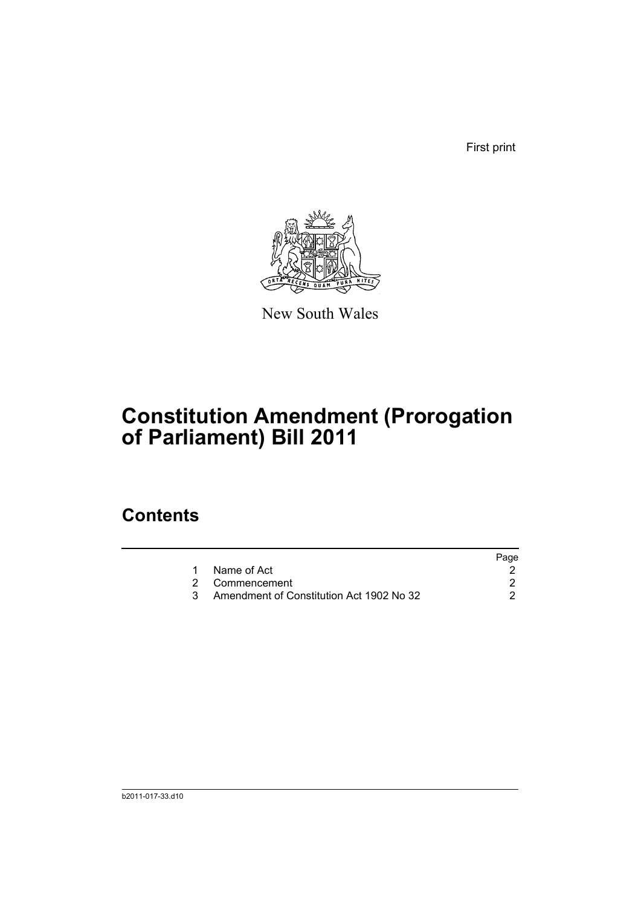First print

New South Wales

# Constitution Amendment (Prorogation of Parliament) Bill 2011

## Contents

| | | Page |
|---|---|---|
| 1 | Name of Act | 2 |
| 2 | Commencement | 2 |
| 3 | Amendment of Constitution Act 1902 No 32 | 2 |

b2011-017-33.d10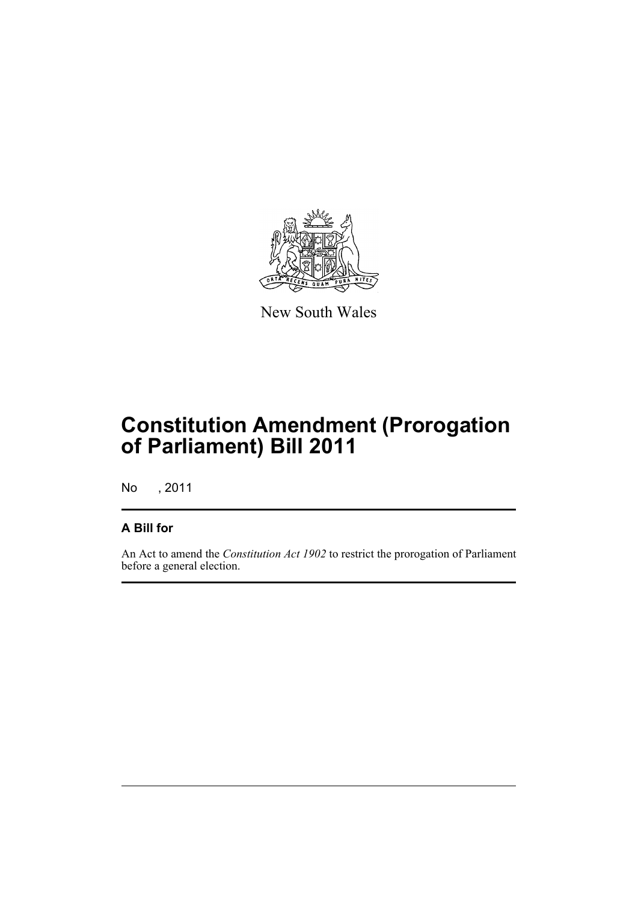New South Wales

# Constitution Amendment (Prorogation of Parliament) Bill 2011

No , 2011

## A Bill for

An Act to amend the *Constitution Act 1902* to restrict the prorogation of Parliament before a general election.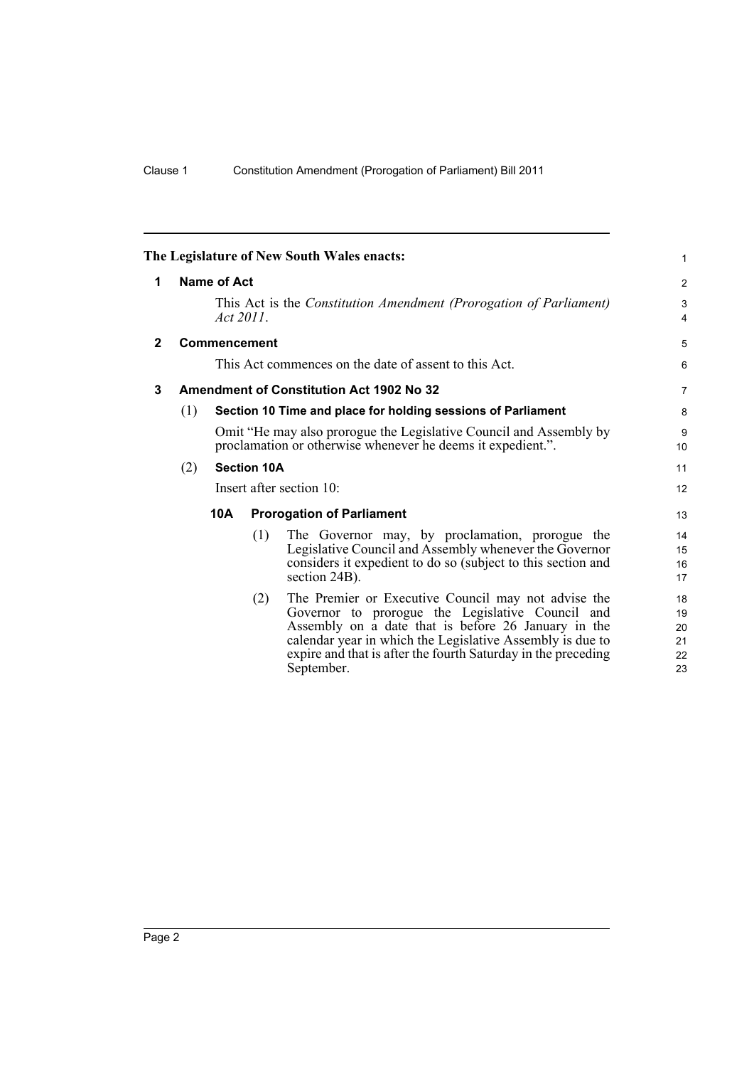**The Legislature of New South Wales enacts:**

## 1 Name of Act

This Act is the *Constitution Amendment (Prorogation of Parliament) Act 2011*.

## 2 Commencement

This Act commences on the date of assent to this Act.

## 3 Amendment of Constitution Act 1902 No 32

### (1) Section 10 Time and place for holding sessions of Parliament

Omit "He may also prorogue the Legislative Council and Assembly by proclamation or otherwise whenever he deems it expedient.".

### (2) Section 10A

Insert after section 10:

#### 10A Prorogation of Parliament

(1) The Governor may, by proclamation, prorogue the Legislative Council and Assembly whenever the Governor considers it expedient to do so (subject to this section and section 24B).

(2) The Premier or Executive Council may not advise the Governor to prorogue the Legislative Council and Assembly on a date that is before 26 January in the calendar year in which the Legislative Assembly is due to expire and that is after the fourth Saturday in the preceding September.